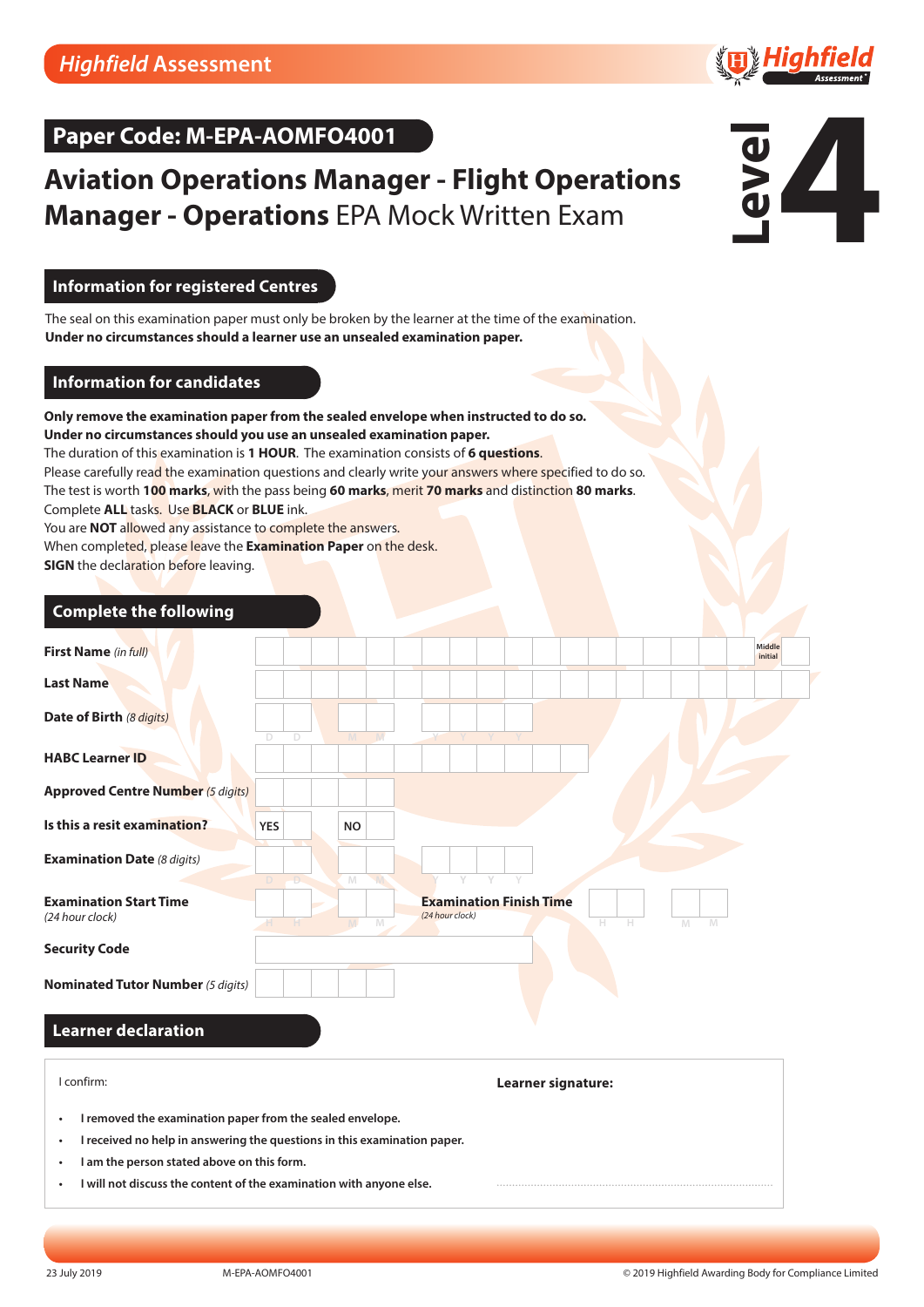Highfield Assessment

## Paper Code: M-EPA-AOMFO4001

# Aviation Operations Manager - Flight Operations Manager - Operations EPA Mock Written Exam

Level 4

## Information for registered Centres

The seal on this examination paper must only be broken by the learner at the time of the examination.
**Under no circumstances should a learner use an unsealed examination paper.**

## Information for candidates

**Only remove the examination paper from the sealed envelope when instructed to do so.**
**Under no circumstances should you use an unsealed examination paper.**
The duration of this examination is **1 HOUR**. The examination consists of **6 questions**.
Please carefully read the examination questions and clearly write your answers where specified to do so.
The test is worth **100 marks**, with the pass being **60 marks**, merit **70 marks** and distinction **80 marks**.
Complete **ALL** tasks. Use **BLACK** or **BLUE** ink.
You are **NOT** allowed any assistance to complete the answers.
When completed, please leave the **Examination Paper** on the desk.
**SIGN** the declaration before leaving.

## Complete the following

| | |
|---|---|
| **First Name** *(in full)* | Middle initial |
| **Last Name** | |
| **Date of Birth** *(8 digits)* | D D M M Y Y Y Y |
| **HABC Learner ID** | |
| **Approved Centre Number** *(5 digits)* | |
| **Is this a resit examination?** | YES NO |
| **Examination Date** *(8 digits)* | D D M M Y Y Y Y |
| **Examination Start Time** *(24 hour clock)* | H H M M |
| **Examination Finish Time** *(24 hour clock)* | H H M M |
| **Security Code** | |
| **Nominated Tutor Number** *(5 digits)* | |

## Learner declaration

I confirm:

- I removed the examination paper from the sealed envelope.
- I received no help in answering the questions in this examination paper.
- I am the person stated above on this form.
- I will not discuss the content of the examination with anyone else.

**Learner signature:**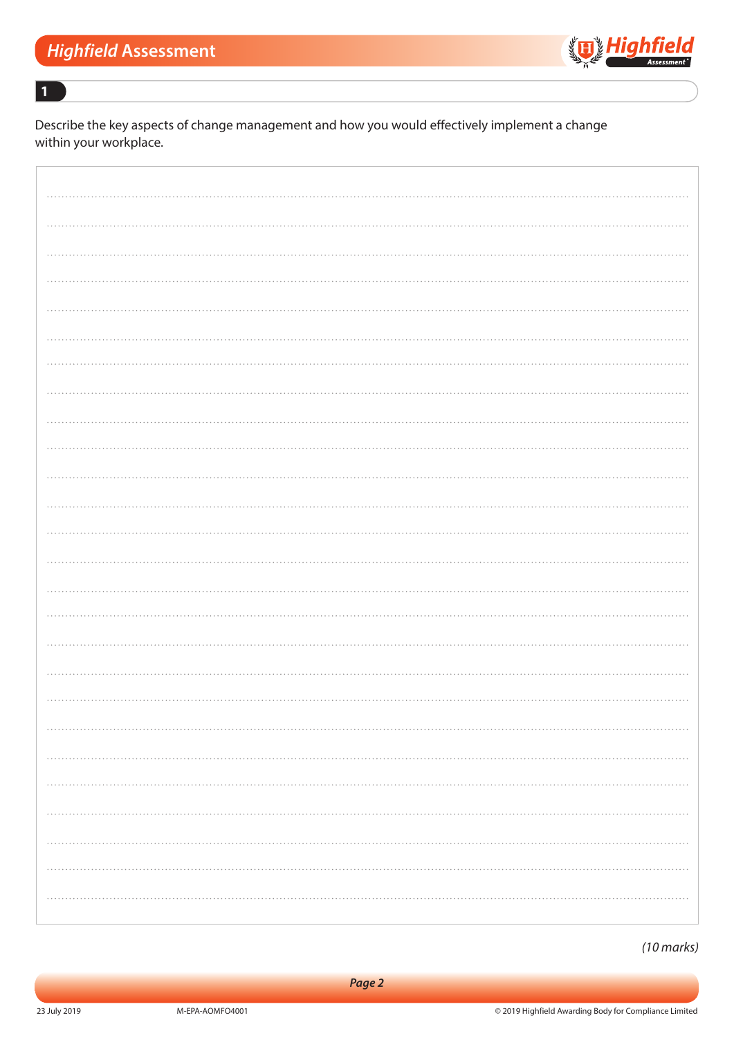**1**

Describe the key aspects of change management and how you would effectively implement a change within your workplace.

*(10 marks)*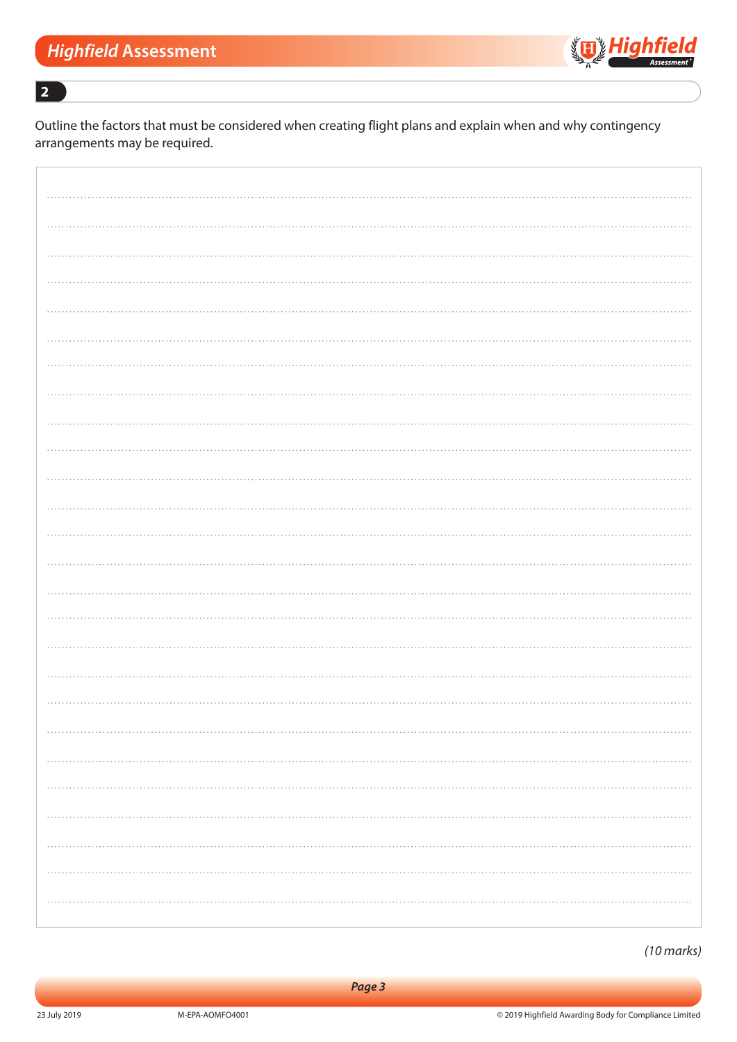**2**

Outline the factors that must be considered when creating flight plans and explain when and why contingency arrangements may be required.

*(10 marks)*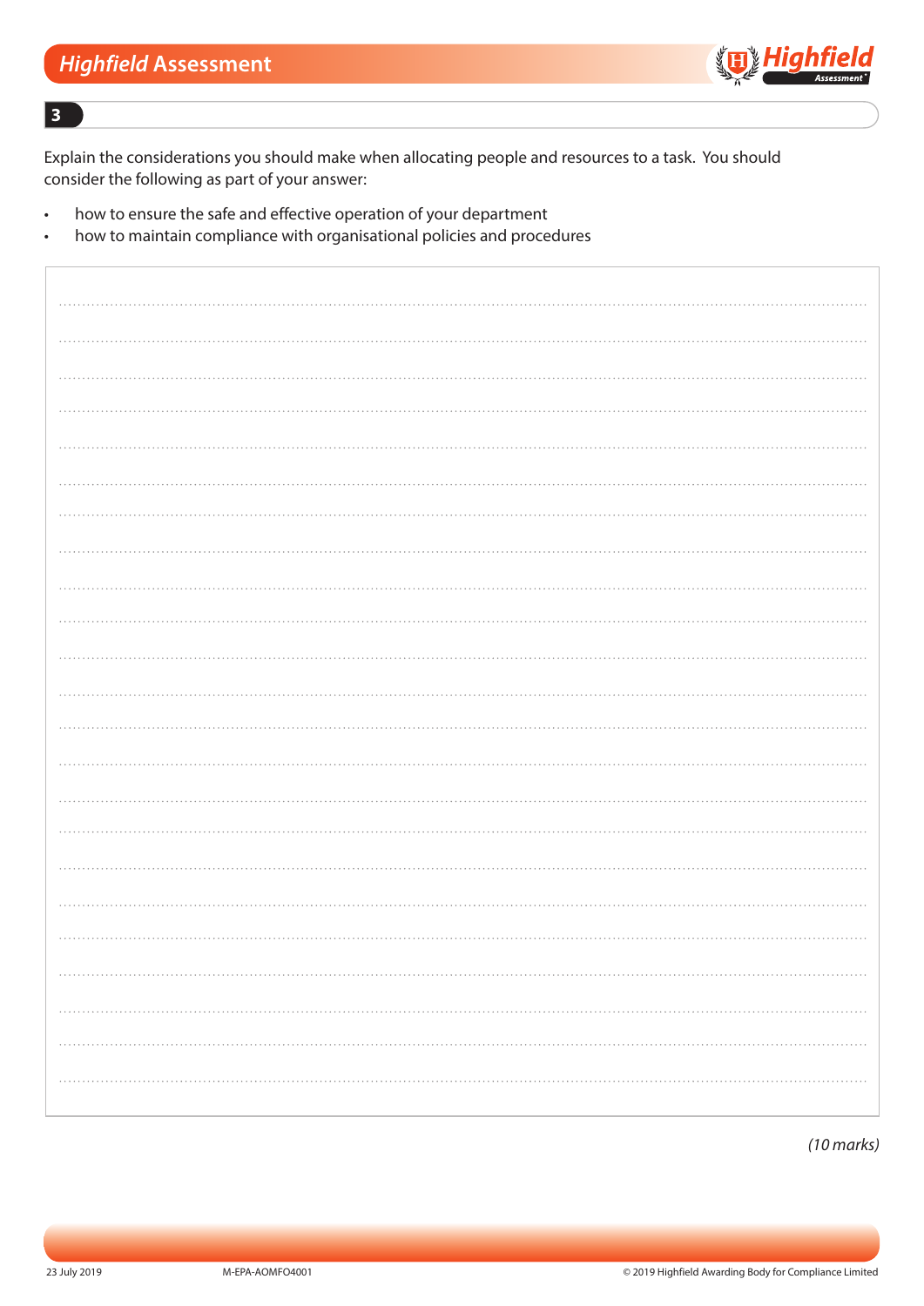**3**

Explain the considerations you should make when allocating people and resources to a task. You should consider the following as part of your answer:

- how to ensure the safe and effective operation of your department
- how to maintain compliance with organisational policies and procedures

*(10 marks)*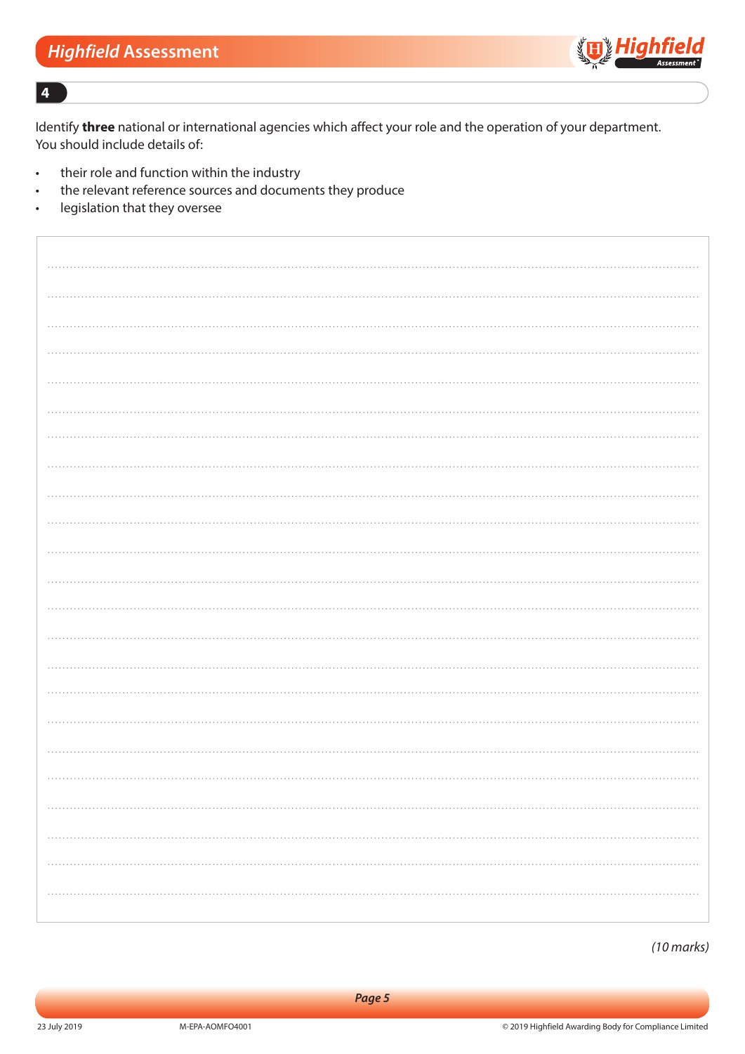## 4

Identify **three** national or international agencies which affect your role and the operation of your department. You should include details of:

- their role and function within the industry
- the relevant reference sources and documents they produce
- legislation that they oversee

*(10 marks)*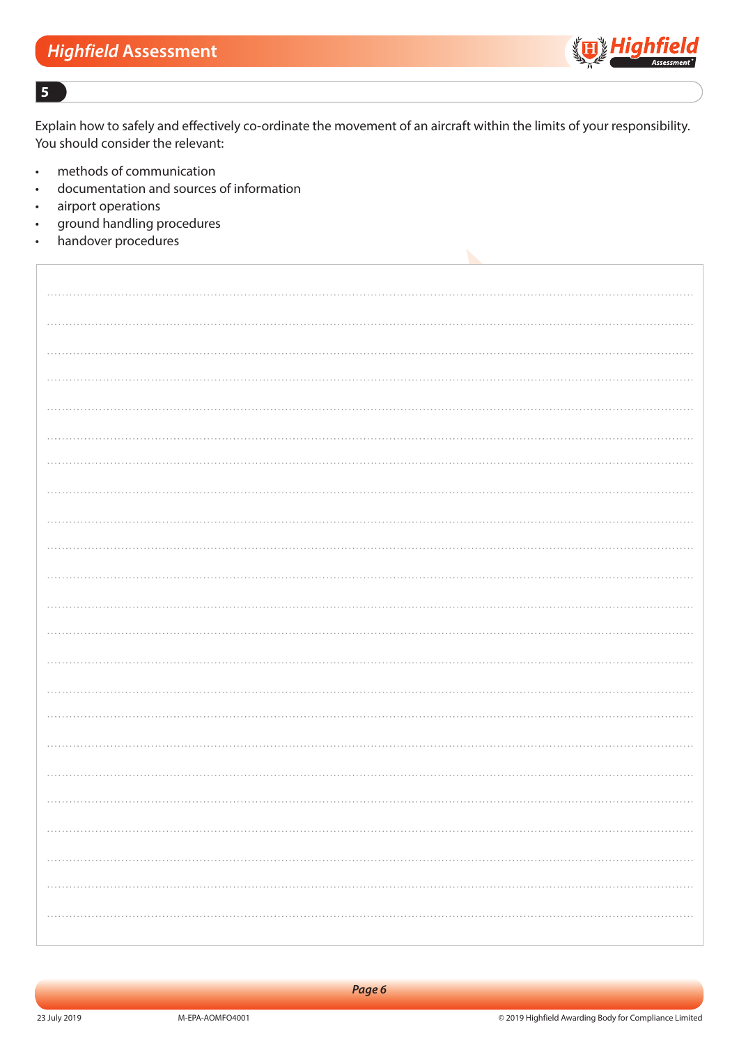**5**

Explain how to safely and effectively co-ordinate the movement of an aircraft within the limits of your responsibility. You should consider the relevant:

- methods of communication
- documentation and sources of information
- airport operations
- ground handling procedures
- handover procedures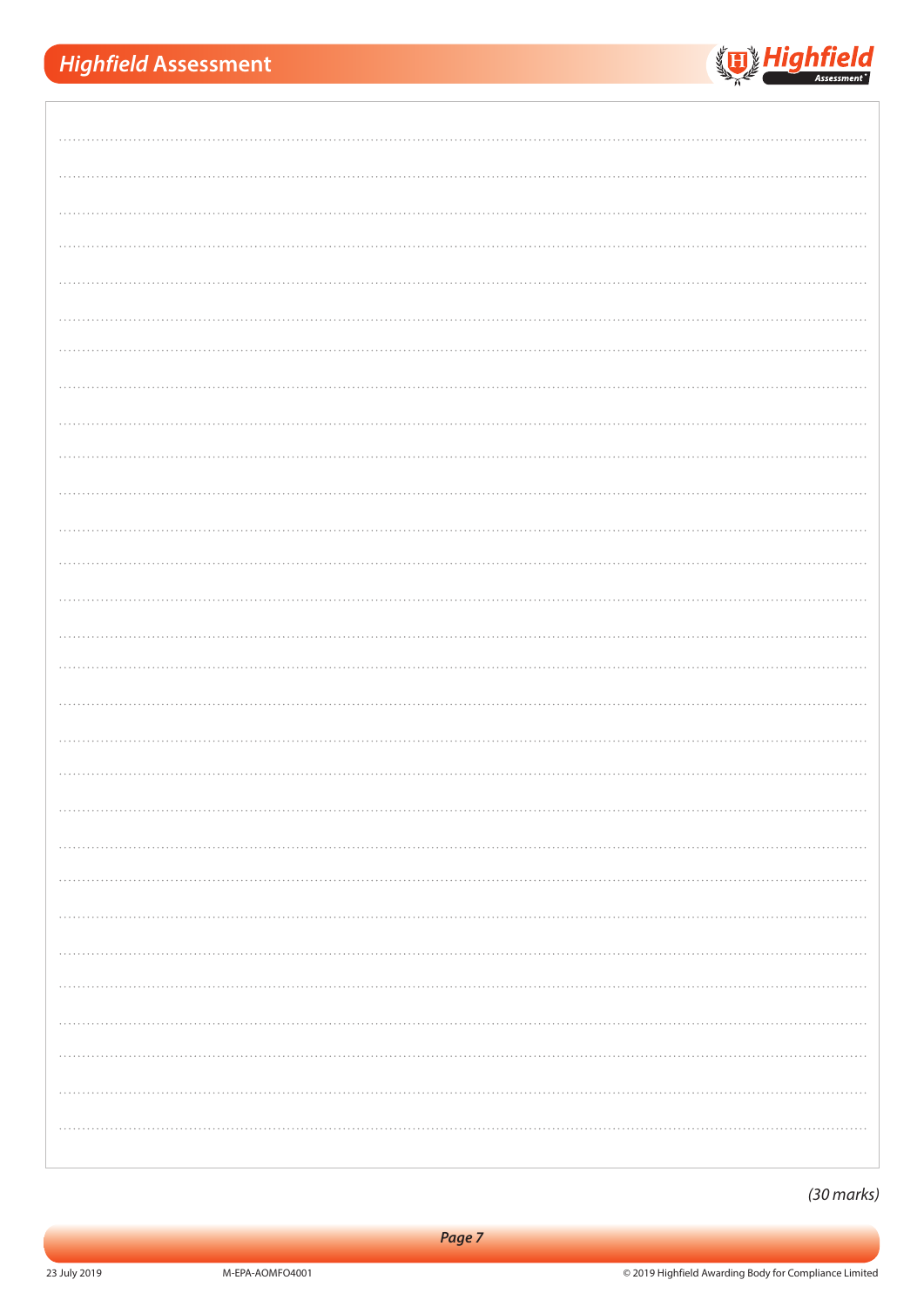*(30 marks)*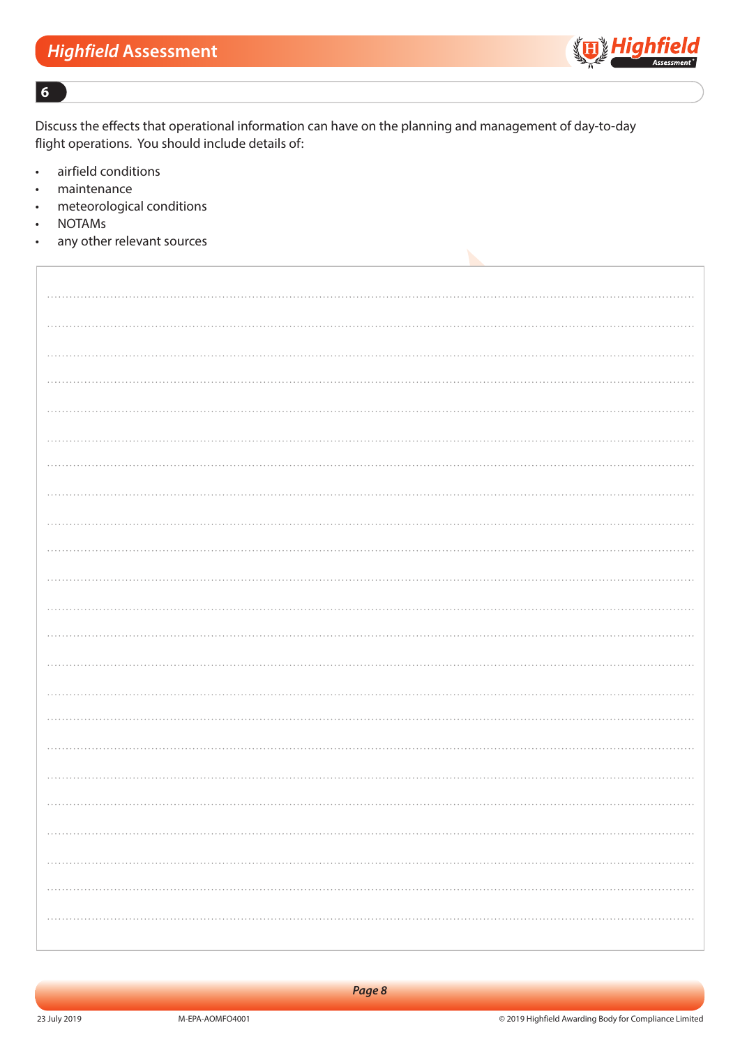**6**

Discuss the effects that operational information can have on the planning and management of day-to-day flight operations. You should include details of:

- airfield conditions
- maintenance
- meteorological conditions
- NOTAMs
- any other relevant sources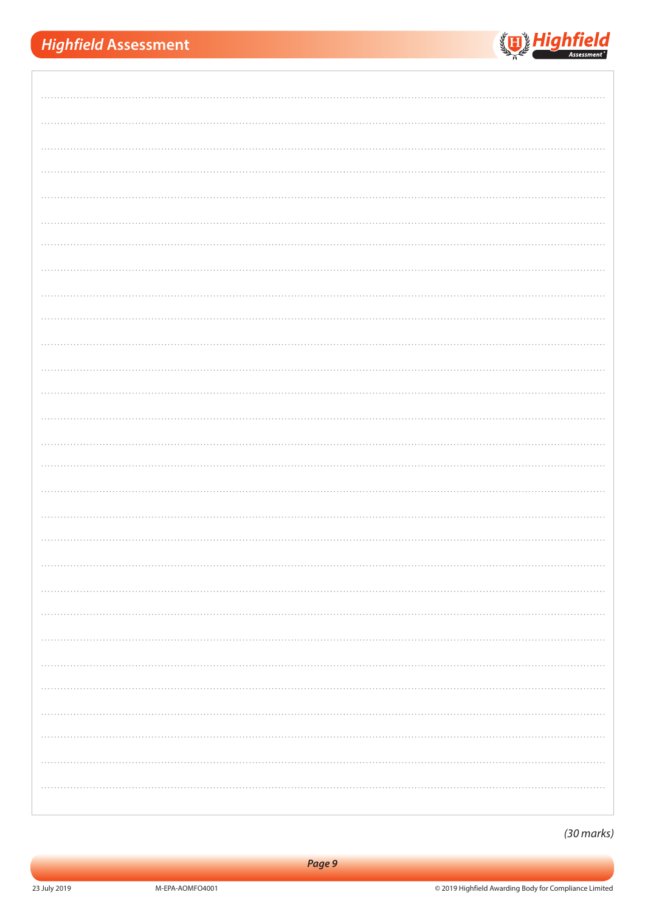*(30 marks)*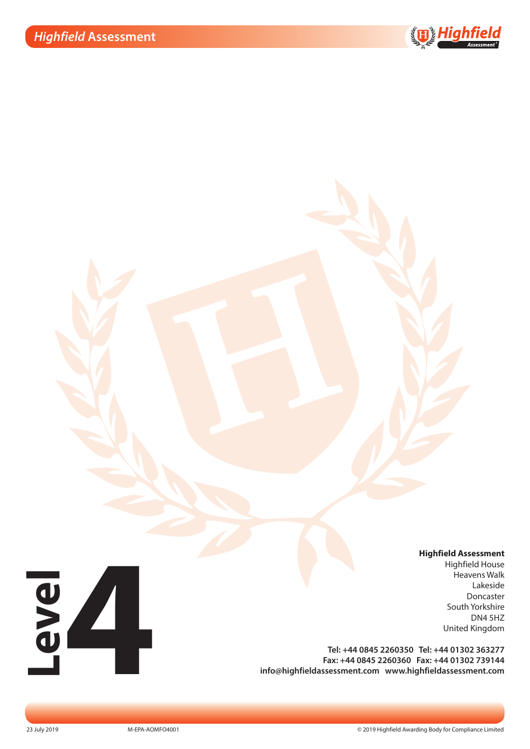Level 4

**Highfield Assessment**
Highfield House
Heavens Walk
Lakeside
Doncaster
South Yorkshire
DN4 5HZ
United Kingdom

**Tel: +44 0845 2260350 Tel: +44 01302 363277**
**Fax: +44 0845 2260360 Fax: +44 01302 739144**
**info@highfieldassessment.com www.highfieldassessment.com**